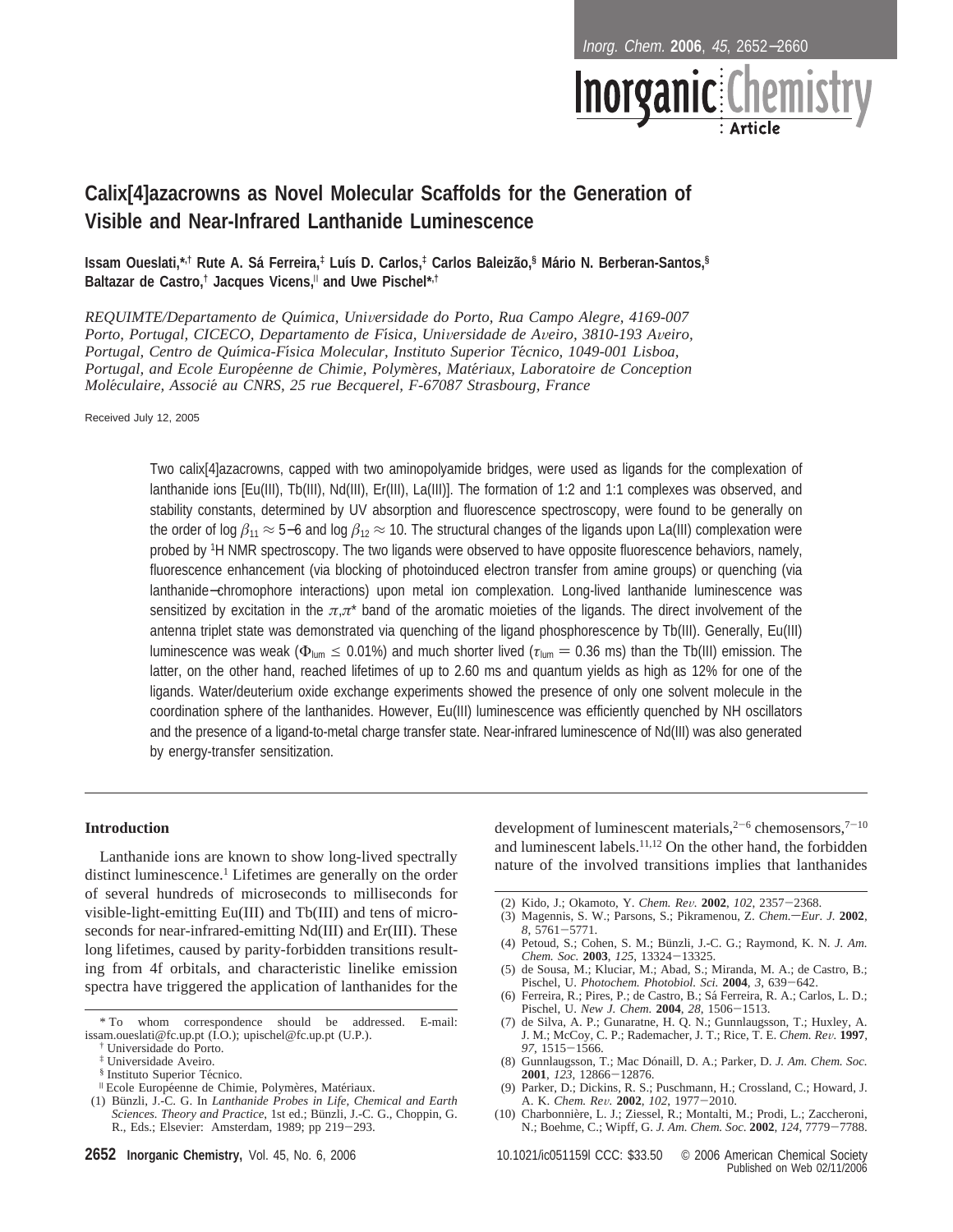# Calix[4]azacrowns as Novel Molecular Scaffolds for the Generation of Visible and Near-Infrared Lanthanide Luminescence

**Issam Oueslati,\*[†] Rute A. Sá Ferreira,[‡] Luís D. Carlos,[‡] Carlos Baleizão,[§] Mário N. Berberan-Santos,[§] Baltazar de Castro,[†] Jacques Vicens,[∥] and Uwe Pischel\*[†]**

*REQUIMTE/Departamento de Química, Universidade do Porto, Rua Campo Alegre, 4169-007 Porto, Portugal, CICECO, Departamento de Física, Universidade de Aveiro, 3810-193 Aveiro, Portugal, Centro de Química-Física Molecular, Instituto Superior Técnico, 1049-001 Lisboa, Portugal, and Ecole Européenne de Chimie, Polymères, Matériaux, Laboratoire de Conception Moléculaire, Associé au CNRS, 25 rue Becquerel, F-67087 Strasbourg, France*

Received July 12, 2005

Two calix[4]azacrowns, capped with two aminopolyamide bridges, were used as ligands for the complexation of lanthanide ions [Eu(III), Tb(III), Nd(III), Er(III), La(III)]. The formation of 1:2 and 1:1 complexes was observed, and stability constants, determined by UV absorption and fluorescence spectroscopy, were found to be generally on the order of log $\beta_{11} \approx 5-6$ and log $\beta_{12} \approx 10$. The structural changes of the ligands upon La(III) complexation were probed by $^1$H NMR spectroscopy. The two ligands were observed to have opposite fluorescence behaviors, namely, fluorescence enhancement (via blocking of photoinduced electron transfer from amine groups) or quenching (via lanthanide–chromophore interactions) upon metal ion complexation. Long-lived lanthanide luminescence was sensitized by excitation in the $\pi,\pi^*$ band of the aromatic moieties of the ligands. The direct involvement of the antenna triplet state was demonstrated via quenching of the ligand phosphorescence by Tb(III). Generally, Eu(III) luminescence was weak ($\Phi_{lum} \leq 0.01\%$) and much shorter lived ($\tau_{lum} = 0.36$ ms) than the Tb(III) emission. The latter, on the other hand, reached lifetimes of up to 2.60 ms and quantum yields as high as 12% for one of the ligands. Water/deuterium oxide exchange experiments showed the presence of only one solvent molecule in the coordination sphere of the lanthanides. However, Eu(III) luminescence was efficiently quenched by NH oscillators and the presence of a ligand-to-metal charge transfer state. Near-infrared luminescence of Nd(III) was also generated by energy-transfer sensitization.

## Introduction

Lanthanide ions are known to show long-lived spectrally distinct luminescence.[1] Lifetimes are generally on the order of several hundreds of microseconds to milliseconds for visible-light-emitting Eu(III) and Tb(III) and tens of microseconds for near-infrared-emitting Nd(III) and Er(III). These long lifetimes, caused by parity-forbidden transitions resulting from 4f orbitals, and characteristic linelike emission spectra have triggered the application of lanthanides for the development of luminescent materials,[2-6] chemosensors,[7-10] and luminescent labels.[11,12] On the other hand, the forbidden nature of the involved transitions implies that lanthanides

\* To whom correspondence should be addressed. E-mail: issam.oueslati@fc.up.pt (I.O.); upischel@fc.up.pt (U.P.).
[†] Universidade do Porto.
[‡] Universidade Aveiro.
[§] Instituto Superior Técnico.
[∥] Ecole Européenne de Chimie, Polymères, Matériaux.

(1) Bünzli, J.-C. G. In *Lanthanide Probes in Life, Chemical and Earth Sciences. Theory and Practice*, 1st ed.; Bünzli, J.-C. G., Choppin, G. R., Eds.; Elsevier: Amsterdam, 1989; pp 219–293.
(2) Kido, J.; Okamoto, Y. *Chem. Rev.* **2002**, *102*, 2357–2368.
(3) Magennis, S. W.; Parsons, S.; Pikramenou, Z. *Chem.—Eur. J.* **2002**, *8*, 5761–5771.
(4) Petoud, S.; Cohen, S. M.; Bünzli, J.-C. G.; Raymond, K. N. *J. Am. Chem. Soc.* **2003**, *125*, 13324–13325.
(5) de Sousa, M.; Kluciar, M.; Abad, S.; Miranda, M. A.; de Castro, B.; Pischel, U. *Photochem. Photobiol. Sci.* **2004**, *3*, 639–642.
(6) Ferreira, R.; Pires, P.; de Castro, B.; Sá Ferreira, R. A.; Carlos, L. D.; Pischel, U. *New J. Chem.* **2004**, *28*, 1506–1513.
(7) de Silva, A. P.; Gunaratne, H. Q. N.; Gunnlaugsson, T.; Huxley, A. J. M.; McCoy, C. P.; Rademacher, J. T.; Rice, T. E. *Chem. Rev.* **1997**, *97*, 1515–1566.
(8) Gunnlaugsson, T.; Mac Dónaill, D. A.; Parker, D. *J. Am. Chem. Soc.* **2001**, *123*, 12866–12876.
(9) Parker, D.; Dickins, R. S.; Puschmann, H.; Crossland, C.; Howard, J. A. K. *Chem. Rev.* **2002**, *102*, 1977–2010.
(10) Charbonnière, L. J.; Ziessel, R.; Montalti, M.; Prodi, L.; Zaccheroni, N.; Boehme, C.; Wipff, G. *J. Am. Chem. Soc.* **2002**, *124*, 7779–7788.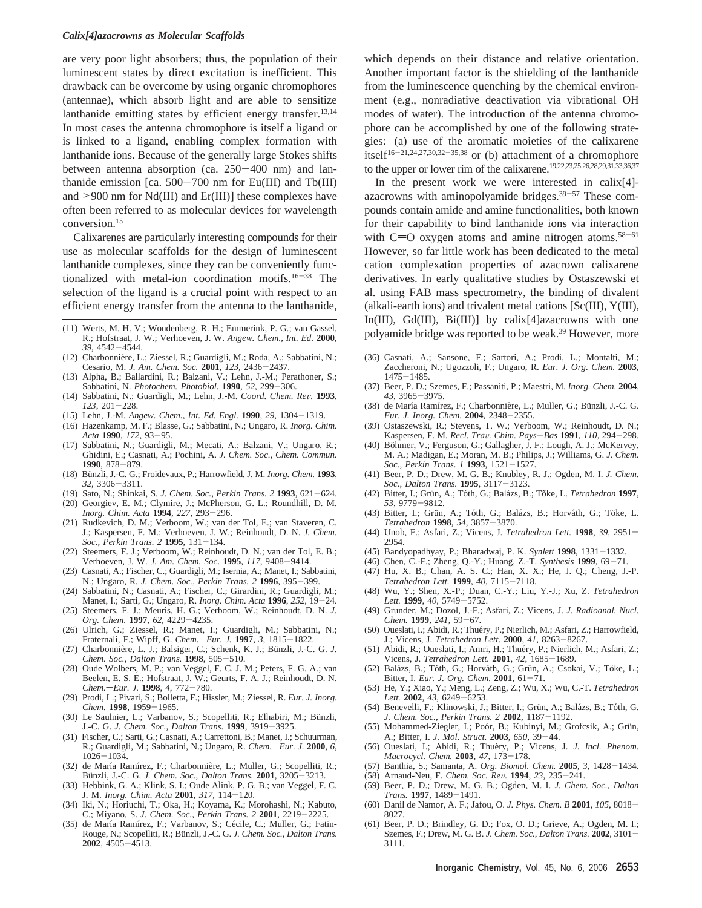are very poor light absorbers; thus, the population of their luminescent states by direct excitation is inefficient. This drawback can be overcome by using organic chromophores (antennae), which absorb light and are able to sensitize lanthanide emitting states by efficient energy transfer.[13,14] In most cases the antenna chromophore is itself a ligand or is linked to a ligand, enabling complex formation with lanthanide ions. Because of the generally large Stokes shifts between antenna absorption (ca. 250−400 nm) and lanthanide emission [ca. 500−700 nm for Eu(III) and Tb(III) and >900 nm for Nd(III) and Er(III)] these complexes have often been referred to as molecular devices for wavelength conversion.[15]

Calixarenes are particularly interesting compounds for their use as molecular scaffolds for the design of luminescent lanthanide complexes, since they can be conveniently functionalized with metal-ion coordination motifs.[16−38] The selection of the ligand is a crucial point with respect to an efficient energy transfer from the antenna to the lanthanide, which depends on their distance and relative orientation. Another important factor is the shielding of the lanthanide from the luminescence quenching by the chemical environment (e.g., nonradiative deactivation via vibrational OH modes of water). The introduction of the antenna chromophore can be accomplished by one of the following strategies: (a) use of the aromatic moieties of the calixarene itself[16−21,24,27,30,32−35,38] or (b) attachment of a chromophore to the upper or lower rim of the calixarene.[19,22,23,25,26,28,29,31,33,36,37]

In the present work we were interested in calix[4]-azacrowns with aminopolyamide bridges.[39−57] These compounds contain amide and amine functionalities, both known for their capability to bind lanthanide ions via interaction with C=O oxygen atoms and amine nitrogen atoms.[58−61] However, so far little work has been dedicated to the metal cation complexation properties of azacrown calixarene derivatives. In early qualitative studies by Ostaszewski et al. using FAB mass spectrometry, the binding of divalent (alkali-earth ions) and trivalent metal cations [Sc(III), Y(III), In(III), Gd(III), Bi(III)] by calix[4]azacrowns with one polyamide bridge was reported to be weak.[39] However, more

(11) Werts, M. H. V.; Woudenberg, R. H.; Emmerink, P. G.; van Gassel, R.; Hofstraat, J. W.; Verhoeven, J. W. *Angew. Chem., Int. Ed.* **2000**, *39*, 4542−4544.
(12) Charbonnière, L.; Ziessel, R.; Guardigli, M.; Roda, A.; Sabbatini, N.; Cesario, M. *J. Am. Chem. Soc.* **2001**, *123*, 2436−2437.
(13) Alpha, B.; Ballardini, R.; Balzani, V.; Lehn, J.-M.; Perathoner, S.; Sabbatini, N. *Photochem. Photobiol.* **1990**, *52*, 299−306.
(14) Sabbatini, N.; Guardigli, M.; Lehn, J.-M. *Coord. Chem. Rev.* **1993**, *123*, 201−228.
(15) Lehn, J.-M. *Angew. Chem., Int. Ed. Engl.* **1990**, *29*, 1304−1319.
(16) Hazenkamp, M. F.; Blasse, G.; Sabbatini, N.; Ungaro, R. *Inorg. Chim. Acta* **1990**, *172*, 93−95.
(17) Sabbatini, N.; Guardigli, M.; Mecati, A.; Balzani, V.; Ungaro, R.; Ghidini, E.; Casnati, A.; Pochini, A. *J. Chem. Soc., Chem. Commun.* **1990**, 878−879.
(18) Bünzli, J.-C. G.; Froidevaux, P.; Harrowfield, J. M. *Inorg. Chem.* **1993**, *32*, 3306−3311.
(19) Sato, N.; Shinkai, S. *J. Chem. Soc., Perkin Trans. 2* **1993**, 621−624.
(20) Georgiev, E. M.; Clymire, J.; McPherson, G. L.; Roundhill, D. M. *Inorg. Chim. Acta* **1994**, *227*, 293−296.
(21) Rudkevich, D. M.; Verboom, W.; van der Tol, E.; van Staveren, C. J.; Kaspersen, F. M.; Verhoeven, J. W.; Reinhoudt, D. N. *J. Chem. Soc., Perkin Trans. 2* **1995**, 131−134.
(22) Steemers, F. J.; Verboom, W.; Reinhoudt, D. N.; van der Tol, E. B.; Verhoeven, J. W. *J. Am. Chem. Soc.* **1995**, *117*, 9408−9414.
(23) Casnati, A.; Fischer, C.; Guardigli, M.; Isernia, A.; Manet, I.; Sabbatini, N.; Ungaro, R. *J. Chem. Soc., Perkin Trans. 2* **1996**, 395−399.
(24) Sabbatini, N.; Casnati, A.; Fischer, C.; Girardini, R.; Guardigli, M.; Manet, I.; Sarti, G.; Ungaro, R. *Inorg. Chim. Acta* **1996**, *252*, 19−24.
(25) Steemers, F. J.; Meuris, H. G.; Verboom, W.; Reinhoudt, D. N. *J. Org. Chem.* **1997**, *62*, 4229−4235.
(26) Ulrich, G.; Ziessel, R.; Manet, I.; Guardigli, M.; Sabbatini, N.; Fraternali, F.; Wipff, G. *Chem.*—*Eur. J.* **1997**, *3*, 1815−1822.
(27) Charbonnière, L. J.; Balsiger, C.; Schenk, K. J.; Bünzli, J.-C. G. *J. Chem. Soc., Dalton Trans.* **1998**, 505−510.
(28) Oude Wolbers, M. P.; van Veggel, F. C. J. M.; Peters, F. G. A.; van Beelen, E. S. E.; Hofstraat, J. W.; Geurts, F. A. J.; Reinhoudt, D. N. *Chem.*—*Eur. J.* **1998**, *4*, 772−780.
(29) Prodi, L.; Pivari, S.; Bolletta, F.; Hissler, M.; Ziessel, R. *Eur. J. Inorg. Chem.* **1998**, 1959−1965.
(30) Le Saulnier, L.; Varbanov, S.; Scopelliti, R.; Elhabiri, M.; Bünzli, J.-C. G. *J. Chem. Soc., Dalton Trans.* **1999**, 3919−3925.
(31) Fischer, C.; Sarti, G.; Casnati, A.; Carrettoni, B.; Manet, I.; Schuurman, R.; Guardigli, M.; Sabbatini, N.; Ungaro, R. *Chem.*—*Eur. J.* **2000**, *6*, 1026−1034.
(32) de María Ramírez, F.; Charbonnière, L.; Muller, G.; Scopelliti, R.; Bünzli, J.-C. G. *J. Chem. Soc., Dalton Trans.* **2001**, 3205−3213.
(33) Hebbink, G. A.; Klink, S. I.; Oude Alink, P. G. B.; van Veggel, F. C. J. M. *Inorg. Chim. Acta* **2001**, *317*, 114−120.
(34) Iki, N.; Horiuchi, T.; Oka, H.; Koyama, K.; Morohashi, N.; Kabuto, C.; Miyano, S. *J. Chem. Soc., Perkin Trans. 2* **2001**, 2219−2225.
(35) de María Ramírez, F.; Varbanov, S.; Cécile, C.; Muller, G.; Fatin-Rouge, N.; Scopelliti, R.; Bünzli, J.-C. G. *J. Chem. Soc., Dalton Trans.* **2002**, 4505−4513.
(36) Casnati, A.; Sansone, F.; Sartori, A.; Prodi, L.; Montalti, M.; Zaccheroni, N.; Ugozzoli, F.; Ungaro, R. *Eur. J. Org. Chem.* **2003**, 1475−1485.
(37) Beer, P. D.; Szemes, F.; Passaniti, P.; Maestri, M. *Inorg. Chem.* **2004**, *43*, 3965−3975.
(38) de María Ramírez, F.; Charbonnière, L.; Muller, G.; Bünzli, J.-C. G. *Eur. J. Inorg. Chem.* **2004**, 2348−2355.
(39) Ostaszewski, R.; Stevens, T. W.; Verboom, W.; Reinhoudt, D. N.; Kaspersen, F. M. *Recl. Trav. Chim. Pays*−*Bas* **1991**, *110*, 294−298.
(40) Böhmer, V.; Ferguson, G.; Gallagher, J. F.; Lough, A. J.; McKervey, M. A.; Madigan, E.; Moran, M. B.; Philips, J.; Williams, G. *J. Chem. Soc., Perkin Trans. 1* **1993**, 1521−1527.
(41) Beer, P. D.; Drew, M. G. B.; Knubley, R. J.; Ogden, M. I. *J. Chem. Soc., Dalton Trans.* **1995**, 3117−3123.
(42) Bitter, I.; Grün, A.; Tóth, G.; Balázs, B.; Tõke, L. *Tetrahedron* **1997**, *53*, 9779−9812.
(43) Bitter, I.; Grün, A.; Tóth, G.; Balázs, B.; Horváth, G.; Töke, L. *Tetrahedron* **1998**, *54*, 3857−3870.
(44) Unob, F.; Asfari, Z.; Vicens, J. *Tetrahedron Lett.* **1998**, *39*, 2951−2954.
(45) Bandyopadhyay, P.; Bharadwaj, P. K. *Synlett* **1998**, 1331−1332.
(46) Chen, C.-F.; Zheng, Q.-Y.; Huang, Z.-T. *Synthesis* **1999**, 69−71.
(47) Hu, X. B.; Chan, A. S. C.; Han, X. X.; He, J. Q.; Cheng, J.-P. *Tetrahedron Lett.* **1999**, *40*, 7115−7118.
(48) Wu, Y.; Shen, X.-P.; Duan, C.-Y.; Liu, Y.-J.; Xu, Z. *Tetrahedron Lett.* **1999**, *40*, 5749−5752.
(49) Grunder, M.; Dozol, J.-F.; Asfari, Z.; Vicens, J. *J. Radioanal. Nucl. Chem.* **1999**, *241*, 59−67.
(50) Oueslati, I.; Abidi, R.; Thuéry, P.; Nierlich, M.; Asfari, Z.; Harrowfield, J.; Vicens, J. *Tetrahedron Lett.* **2000**, *41*, 8263−8267.
(51) Abidi, R.; Oueslati, I.; Amri, H.; Thuéry, P.; Nierlich, M.; Asfari, Z.; Vicens, J. *Tetrahedron Lett.* **2001**, *42*, 1685−1689.
(52) Balázs, B.; Tóth, G.; Horváth, G.; Grün, A.; Csokai, V.; Töke, L.; Bitter, I. *Eur. J. Org. Chem.* **2001**, 61−71.
(53) He, Y.; Xiao, Y.; Meng, L.; Zeng, Z.; Wu, X.; Wu, C.-T. *Tetrahedron Lett.* **2002**, *43*, 6249−6253.
(54) Benevelli, F.; Klinowski, J.; Bitter, I.; Grün, A.; Balázs, B.; Tóth, G. *J. Chem. Soc., Perkin Trans. 2* **2002**, 1187−1192.
(55) Mohammed-Ziegler, I.; Poór, B.; Kubinyi, M.; Grofcsik, A.; Grün, A.; Bitter, I. *J. Mol. Struct.* **2003**, *650*, 39−44.
(56) Oueslati, I.; Abidi, R.; Thuéry, P.; Vicens, J. *J. Incl. Phenom. Macrocycl. Chem.* **2003**, *47*, 173−178.
(57) Banthia, S.; Samanta, A. *Org. Biomol. Chem.* **2005**, *3*, 1428−1434.
(58) Arnaud-Neu, F. *Chem. Soc. Rev.* **1994**, *23*, 235−241.
(59) Beer, P. D.; Drew, M. G. B.; Ogden, M. I. *J. Chem. Soc., Dalton Trans.* **1997**, 1489−1491.
(60) Danil de Namor, A. F.; Jafou, O. *J. Phys. Chem. B* **2001**, *105*, 8018−8027.
(61) Beer, P. D.; Brindley, G. D.; Fox, O. D.; Grieve, A.; Ogden, M. I.; Szemes, F.; Drew, M. G. B. *J. Chem. Soc., Dalton Trans.* **2002**, 3101−3111.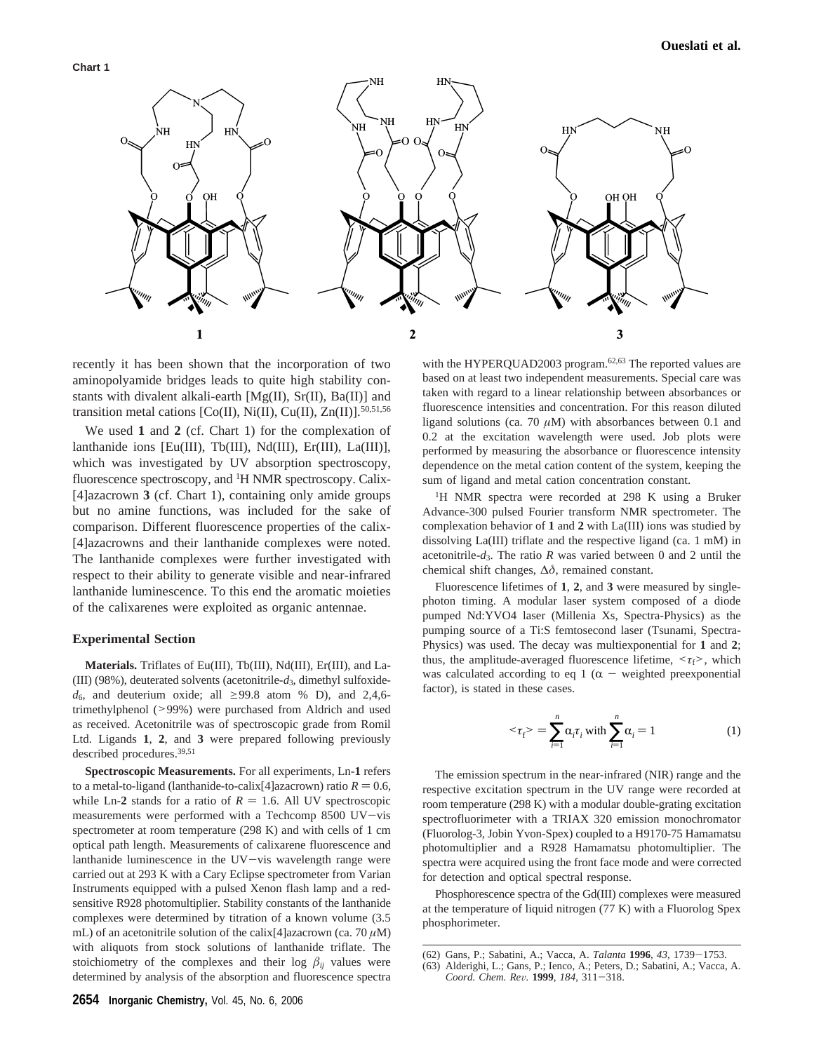**Chart 1**

recently it has been shown that the incorporation of two aminopolyamide bridges leads to quite high stability constants with divalent alkali-earth [Mg(II), Sr(II), Ba(II)] and transition metal cations [Co(II), Ni(II), Cu(II), Zn(II)].[50,51,56]

We used **1** and **2** (cf. Chart 1) for the complexation of lanthanide ions [Eu(III), Tb(III), Nd(III), Er(III), La(III)], which was investigated by UV absorption spectroscopy, fluorescence spectroscopy, and $^1$H NMR spectroscopy. Calix[4]azacrown **3** (cf. Chart 1), containing only amide groups but no amine functions, was included for the sake of comparison. Different fluorescence properties of the calix[4]azacrowns and their lanthanide complexes were noted. The lanthanide complexes were further investigated with respect to their ability to generate visible and near-infrared lanthanide luminescence. To this end the aromatic moieties of the calixarenes were exploited as organic antennae.

## Experimental Section

**Materials.** Triflates of Eu(III), Tb(III), Nd(III), Er(III), and La(III) (98%), deuterated solvents (acetonitrile-$d_3$, dimethyl sulfoxide-$d_6$, and deuterium oxide; all ≥99.8 atom % D), and 2,4,6-trimethylphenol (>99%) were purchased from Aldrich and used as received. Acetonitrile was of spectroscopic grade from Romil Ltd. Ligands **1**, **2**, and **3** were prepared following previously described procedures.[39,51]

**Spectroscopic Measurements.** For all experiments, Ln-**1** refers to a metal-to-ligand (lanthanide-to-calix[4]azacrown) ratio $R = 0.6$, while Ln-**2** stands for a ratio of $R = 1.6$. All UV spectroscopic measurements were performed with a Techcomp 8500 UV−vis spectrometer at room temperature (298 K) and with cells of 1 cm optical path length. Measurements of calixarene fluorescence and lanthanide luminescence in the UV−vis wavelength range were carried out at 293 K with a Cary Eclipse spectrometer from Varian Instruments equipped with a pulsed Xenon flash lamp and a red-sensitive R928 photomultiplier. Stability constants of the lanthanide complexes were determined by titration of a known volume (3.5 mL) of an acetonitrile solution of the calix[4]azacrown (ca. 70 $\mu$M) with aliquots from stock solutions of lanthanide triflate. The stoichiometry of the complexes and their log $\beta_{ij}$ values were determined by analysis of the absorption and fluorescence spectra with the HYPERQUAD2003 program.[62,63] The reported values are based on at least two independent measurements. Special care was taken with regard to a linear relationship between absorbances or fluorescence intensities and concentration. For this reason diluted ligand solutions (ca. 70 $\mu$M) with absorbances between 0.1 and 0.2 at the excitation wavelength were used. Job plots were performed by measuring the absorbance or fluorescence intensity dependence on the metal cation content of the system, keeping the sum of ligand and metal cation concentration constant.

$^1$H NMR spectra were recorded at 298 K using a Bruker Advance-300 pulsed Fourier transform NMR spectrometer. The complexation behavior of **1** and **2** with La(III) ions was studied by dissolving La(III) triflate and the respective ligand (ca. 1 mM) in acetonitrile-$d_3$. The ratio $R$ was varied between 0 and 2 until the chemical shift changes, $\Delta\delta$, remained constant.

Fluorescence lifetimes of **1**, **2**, and **3** were measured by single-photon timing. A modular laser system composed of a diode pumped Nd:YVO4 laser (Millenia Xs, Spectra-Physics) as the pumping source of a Ti:S femtosecond laser (Tsunami, Spectra-Physics) was used. The decay was multiexponential for **1** and **2**; thus, the amplitude-averaged fluorescence lifetime, $<\tau_f>$, which was calculated according to eq 1 ($\alpha$ − weighted preexponential factor), is stated in these cases.

$$<\tau_f> = \sum_{i=1}^{n} \alpha_i \tau_i \text{ with } \sum_{i=1}^{n} \alpha_i = 1 \tag{1}$$

The emission spectrum in the near-infrared (NIR) range and the respective excitation spectrum in the UV range were recorded at room temperature (298 K) with a modular double-grating excitation spectrofluorimeter with a TRIAX 320 emission monochromator (Fluorolog-3, Jobin Yvon-Spex) coupled to a H9170-75 Hamamatsu photomultiplier and a R928 Hamamatsu photomultiplier. The spectra were acquired using the front face mode and were corrected for detection and optical spectral response.

Phosphorescence spectra of the Gd(III) complexes were measured at the temperature of liquid nitrogen (77 K) with a Fluorolog Spex phosphorimeter.

(62) Gans, P.; Sabatini, A.; Vacca, A. *Talanta* **1996**, *43*, 1739−1753.
(63) Alderighi, L.; Gans, P.; Ienco, A.; Peters, D.; Sabatini, A.; Vacca, A. *Coord. Chem. Rev.* **1999**, *184*, 311−318.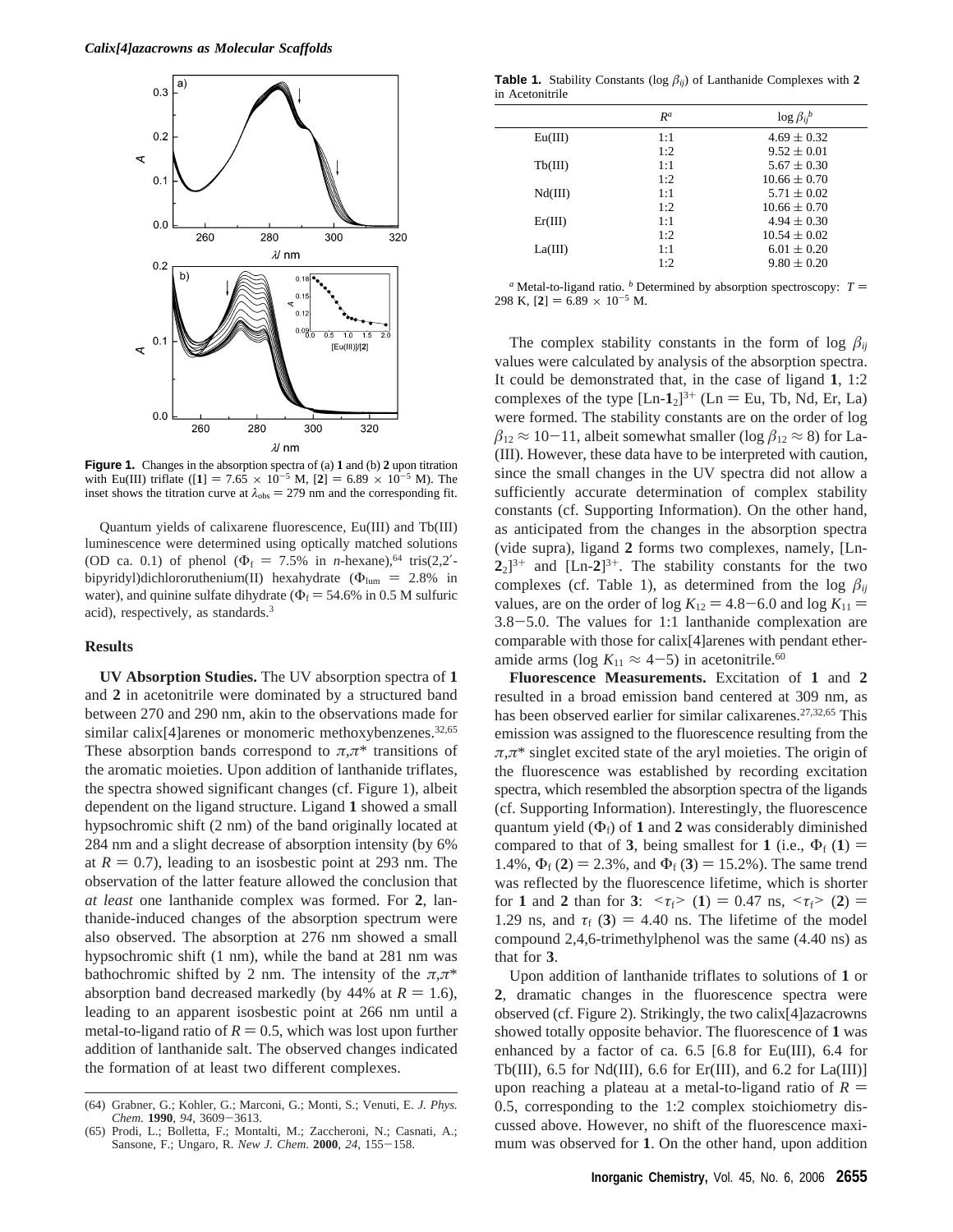Figure 1. Changes in the absorption spectra of (a) **1** and (b) **2** upon titration with Eu(III) triflate ([**1**] = $7.65 \times 10^{-5}$ M, [**2**] = $6.89 \times 10^{-5}$ M). The inset shows the titration curve at $\lambda_{obs}$ = 279 nm and the corresponding fit.

Quantum yields of calixarene fluorescence, Eu(III) and Tb(III) luminescence were determined using optically matched solutions (OD ca. 0.1) of phenol ($\Phi_f$ = 7.5% in *n*-hexane),[64] tris(2,2′-bipyridyl)dichlororuthenium(II) hexahydrate ($\Phi_{lum}$ = 2.8% in water), and quinine sulfate dihydrate ($\Phi_f$ = 54.6% in 0.5 M sulfuric acid), respectively, as standards.[3]

## Results

**UV Absorption Studies.** The UV absorption spectra of **1** and **2** in acetonitrile were dominated by a structured band between 270 and 290 nm, akin to the observations made for similar calix[4]arenes or monomeric methoxybenzenes.[32,65] These absorption bands correspond to $\pi,\pi^*$ transitions of the aromatic moieties. Upon addition of lanthanide triflates, the spectra showed significant changes (cf. Figure 1), albeit dependent on the ligand structure. Ligand **1** showed a small hypsochromic shift (2 nm) of the band originally located at 284 nm and a slight decrease of absorption intensity (by 6% at $R$ = 0.7), leading to an isosbestic point at 293 nm. The observation of the latter feature allowed the conclusion that *at least* one lanthanide complex was formed. For **2**, lanthanide-induced changes of the absorption spectrum were also observed. The absorption at 276 nm showed a small hypsochromic shift (1 nm), while the band at 281 nm was bathochromic shifted by 2 nm. The intensity of the $\pi,\pi^*$ absorption band decreased markedly (by 44% at $R$ = 1.6), leading to an apparent isosbestic point at 266 nm until a metal-to-ligand ratio of $R$ = 0.5, which was lost upon further addition of lanthanide salt. The observed changes indicated the formation of at least two different complexes.

**Table 1.** Stability Constants (log $\beta_{ij}$) of Lanthanide Complexes with **2** in Acetonitrile

| | $R^a$ | log $\beta_{ij}^b$ |
|---|---|---|
| Eu(III) | 1:1 | 4.69 ± 0.32 |
| | 1:2 | 9.52 ± 0.01 |
| Tb(III) | 1:1 | 5.67 ± 0.30 |
| | 1:2 | 10.66 ± 0.70 |
| Nd(III) | 1:1 | 5.71 ± 0.02 |
| | 1:2 | 10.66 ± 0.70 |
| Er(III) | 1:1 | 4.94 ± 0.30 |
| | 1:2 | 10.54 ± 0.02 |
| La(III) | 1:1 | 6.01 ± 0.20 |
| | 1:2 | 9.80 ± 0.20 |

$^a$ Metal-to-ligand ratio. $^b$ Determined by absorption spectroscopy: $T$ = 298 K, [**2**] = $6.89 \times 10^{-5}$ M.

The complex stability constants in the form of log $\beta_{ij}$ values were calculated by analysis of the absorption spectra. It could be demonstrated that, in the case of ligand **1**, 1:2 complexes of the type $[Ln\text{-}\mathbf{1}_2]^{3+}$ (Ln = Eu, Tb, Nd, Er, La) were formed. The stability constants are on the order of log $\beta_{12} \approx 10-11$, albeit somewhat smaller (log $\beta_{12} \approx 8$) for La(III). However, these data have to be interpreted with caution, since the small changes in the UV spectra did not allow a sufficiently accurate determination of complex stability constants (cf. Supporting Information). On the other hand, as anticipated from the changes in the absorption spectra (vide supra), ligand **2** forms two complexes, namely, $[Ln\text{-}\mathbf{2}_2]^{3+}$ and $[Ln\text{-}\mathbf{2}]^{3+}$. The stability constants for the two complexes (cf. Table 1), as determined from the log $\beta_{ij}$ values, are on the order of log $K_{12}$ = 4.8−6.0 and log $K_{11}$ = 3.8−5.0. The values for 1:1 lanthanide complexation are comparable with those for calix[4]arenes with pendant ether-amide arms (log $K_{11} \approx 4-5$) in acetonitrile.[60]

**Fluorescence Measurements.** Excitation of **1** and **2** resulted in a broad emission band centered at 309 nm, as has been observed earlier for similar calixarenes.[27,32,65] This emission was assigned to the fluorescence resulting from the $\pi,\pi^*$ singlet excited state of the aryl moieties. The origin of the fluorescence was established by recording excitation spectra, which resembled the absorption spectra of the ligands (cf. Supporting Information). Interestingly, the fluorescence quantum yield ($\Phi_f$) of **1** and **2** was considerably diminished compared to that of **3**, being smallest for **1** (i.e., $\Phi_f$ (**1**) = 1.4%, $\Phi_f$ (**2**) = 2.3%, and $\Phi_f$ (**3**) = 15.2%). The same trend was reflected by the fluorescence lifetime, which is shorter for **1** and **2** than for **3**: $\langle\tau_f\rangle$ (**1**) = 0.47 ns, $\langle\tau_f\rangle$ (**2**) = 1.29 ns, and $\tau_f$ (**3**) = 4.40 ns. The lifetime of the model compound 2,4,6-trimethylphenol was the same (4.40 ns) as that for **3**.

Upon addition of lanthanide triflates to solutions of **1** or **2**, dramatic changes in the fluorescence spectra were observed (cf. Figure 2). Strikingly, the two calix[4]azacrowns showed totally opposite behavior. The fluorescence of **1** was enhanced by a factor of ca. 6.5 [6.8 for Eu(III), 6.4 for Tb(III), 6.5 for Nd(III), 6.6 for Er(III), and 6.2 for La(III)] upon reaching a plateau at a metal-to-ligand ratio of $R$ = 0.5, corresponding to the 1:2 complex stoichiometry discussed above. However, no shift of the fluorescence maximum was observed for **1**. On the other hand, upon addition

(64) Grabner, G.; Kohler, G.; Marconi, G.; Monti, S.; Venuti, E. *J. Phys. Chem.* **1990**, *94*, 3609−3613.

(65) Prodi, L.; Bolletta, F.; Montalti, M.; Zaccheroni, N.; Casnati, A.; Sansone, F.; Ungaro, R. *New J. Chem.* **2000**, *24*, 155−158.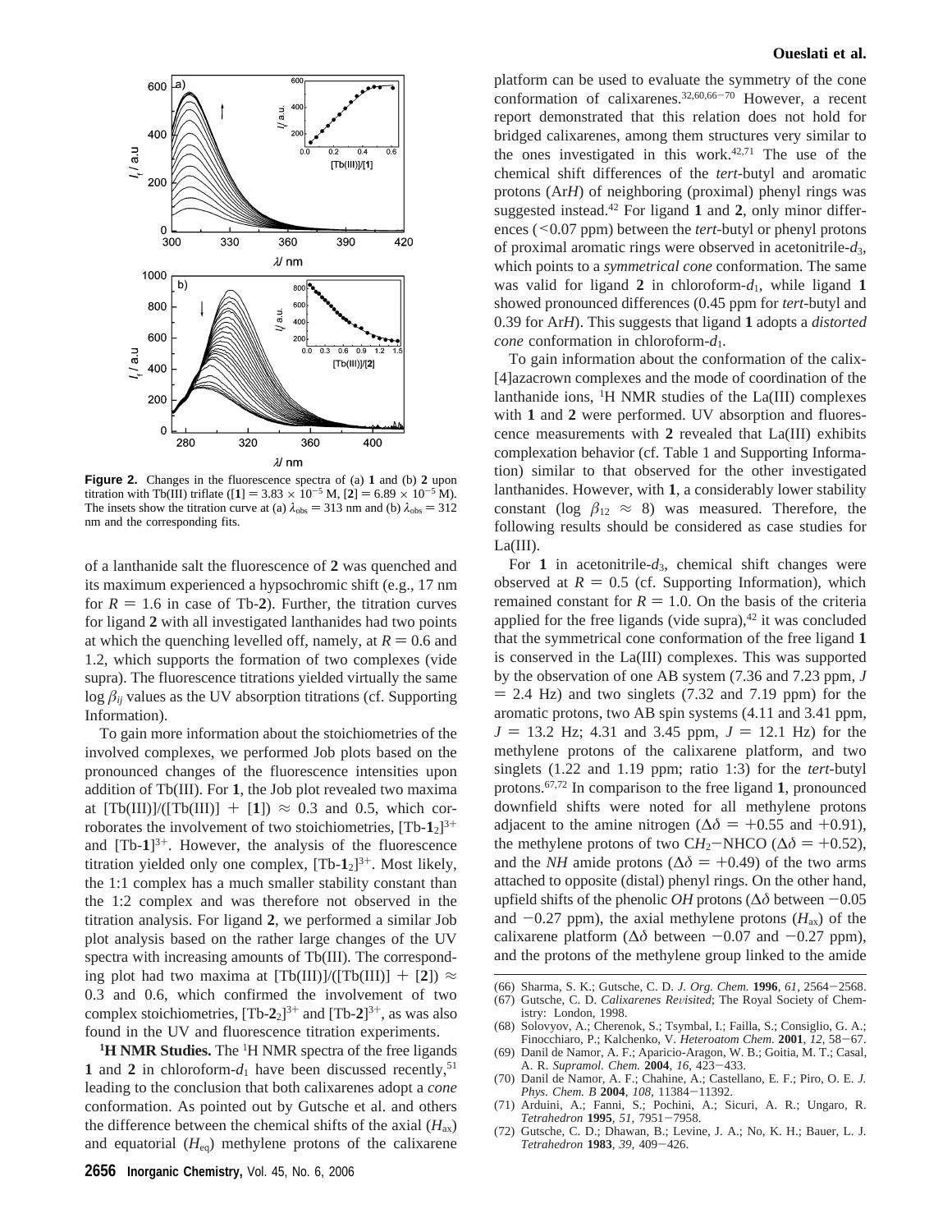**Figure 2.** Changes in the fluorescence spectra of (a) **1** and (b) **2** upon titration with Tb(III) triflate ([**1**] = $3.83 \times 10^{-5}$ M, [**2**] = $6.89 \times 10^{-5}$ M). The insets show the titration curve at (a) $\lambda_{obs}$ = 313 nm and (b) $\lambda_{obs}$ = 312 nm and the corresponding fits.

of a lanthanide salt the fluorescence of **2** was quenched and its maximum experienced a hypsochromic shift (e.g., 17 nm for $R$ = 1.6 in case of Tb-**2**). Further, the titration curves for ligand **2** with all investigated lanthanides had two points at which the quenching levelled off, namely, at $R$ = 0.6 and 1.2, which supports the formation of two complexes (vide supra). The fluorescence titrations yielded virtually the same log $\beta_{ij}$ values as the UV absorption titrations (cf. Supporting Information).

To gain more information about the stoichiometries of the involved complexes, we performed Job plots based on the pronounced changes of the fluorescence intensities upon addition of Tb(III). For **1**, the Job plot revealed two maxima at [Tb(III)]/([Tb(III)] + [**1**]) ≈ 0.3 and 0.5, which corroborates the involvement of two stoichiometries, $[Tb\text{-}\mathbf{1}_2]^{3+}$ and $[Tb\text{-}\mathbf{1}]^{3+}$. However, the analysis of the fluorescence titration yielded only one complex, $[Tb\text{-}\mathbf{1}_2]^{3+}$. Most likely, the 1:1 complex has a much smaller stability constant than the 1:2 complex and was therefore not observed in the titration analysis. For ligand **2**, we performed a similar Job plot analysis based on the rather large changes of the UV spectra with increasing amounts of Tb(III). The corresponding plot had two maxima at [Tb(III)]/([Tb(III)] + [**2**]) ≈ 0.3 and 0.6, which confirmed the involvement of two complex stoichiometries, $[Tb\text{-}\mathbf{2}_2]^{3+}$ and $[Tb\text{-}\mathbf{2}]^{3+}$, as was also found in the UV and fluorescence titration experiments.

**$^1$H NMR Studies.** The $^1$H NMR spectra of the free ligands **1** and **2** in chloroform-$d_1$ have been discussed recently,[51] leading to the conclusion that both calixarenes adopt a *cone* conformation. As pointed out by Gutsche et al. and others the difference between the chemical shifts of the axial ($H_{ax}$) and equatorial ($H_{eq}$) methylene protons of the calixarene platform can be used to evaluate the symmetry of the cone conformation of calixarenes.[32,60,66−70] However, a recent report demonstrated that this relation does not hold for bridged calixarenes, among them structures very similar to the ones investigated in this work.[42,71] The use of the chemical shift differences of the *tert*-butyl and aromatic protons (Ar*H*) of neighboring (proximal) phenyl rings was suggested instead.[42] For ligand **1** and **2**, only minor differences (<0.07 ppm) between the *tert*-butyl or phenyl protons of proximal aromatic rings were observed in acetonitrile-$d_3$, which points to a *symmetrical cone* conformation. The same was valid for ligand **2** in chloroform-$d_1$, while ligand **1** showed pronounced differences (0.45 ppm for *tert*-butyl and 0.39 for Ar*H*). This suggests that ligand **1** adopts a *distorted cone* conformation in chloroform-$d_1$.

To gain information about the conformation of the calix[4]azacrown complexes and the mode of coordination of the lanthanide ions, $^1$H NMR studies of the La(III) complexes with **1** and **2** were performed. UV absorption and fluorescence measurements with **2** revealed that La(III) exhibits complexation behavior (cf. Table 1 and Supporting Information) similar to that observed for the other investigated lanthanides. However, with **1**, a considerably lower stability constant (log $\beta_{12}$ ≈ 8) was measured. Therefore, the following results should be considered as case studies for La(III).

For **1** in acetonitrile-$d_3$, chemical shift changes were observed at $R$ = 0.5 (cf. Supporting Information), which remained constant for $R$ = 1.0. On the basis of the criteria applied for the free ligands (vide supra),[42] it was concluded that the symmetrical cone conformation of the free ligand **1** is conserved in the La(III) complexes. This was supported by the observation of one AB system (7.36 and 7.23 ppm, $J$ = 2.4 Hz) and two singlets (7.32 and 7.19 ppm) for the aromatic protons, two AB spin systems (4.11 and 3.41 ppm, $J$ = 13.2 Hz; 4.31 and 3.45 ppm, $J$ = 12.1 Hz) for the methylene protons of the calixarene platform, and two singlets (1.22 and 1.19 ppm; ratio 1:3) for the *tert*-butyl protons.[67,72] In comparison to the free ligand **1**, pronounced downfield shifts were noted for all methylene protons adjacent to the amine nitrogen (Δδ = +0.55 and +0.91), the methylene protons of two C$H_2$−NHCO (Δδ = +0.52), and the *NH* amide protons (Δδ = +0.49) of the two arms attached to opposite (distal) phenyl rings. On the other hand, upfield shifts of the phenolic *OH* protons (Δδ between −0.05 and −0.27 ppm), the axial methylene protons ($H_{ax}$) of the calixarene platform (Δδ between −0.07 and −0.27 ppm), and the protons of the methylene group linked to the amide

(66) Sharma, S. K.; Gutsche, C. D. *J. Org. Chem.* **1996**, *61*, 2564−2568.
(67) Gutsche, C. D. *Calixarenes Revisited*; The Royal Society of Chemistry: London, 1998.
(68) Solovyov, A.; Cherenok, S.; Tsymbal, I.; Failla, S.; Consiglio, G. A.; Finocchiaro, P.; Kalchenko, V. *Heteroatom Chem.* **2001**, *12*, 58−67.
(69) Danil de Namor, A. F.; Aparicio-Aragon, W. B.; Goitia, M. T.; Casal, A. R. *Supramol. Chem.* **2004**, *16*, 423−433.
(70) Danil de Namor, A. F.; Chahine, A.; Castellano, E. F.; Piro, O. E. *J. Phys. Chem. B* **2004**, *108*, 11384−11392.
(71) Arduini, A.; Fanni, S.; Pochini, A.; Sicuri, A. R.; Ungaro, R. *Tetrahedron* **1995**, *51*, 7951−7958.
(72) Gutsche, C. D.; Dhawan, B.; Levine, J. A.; No, K. H.; Bauer, L. J. *Tetrahedron* **1983**, *39*, 409−426.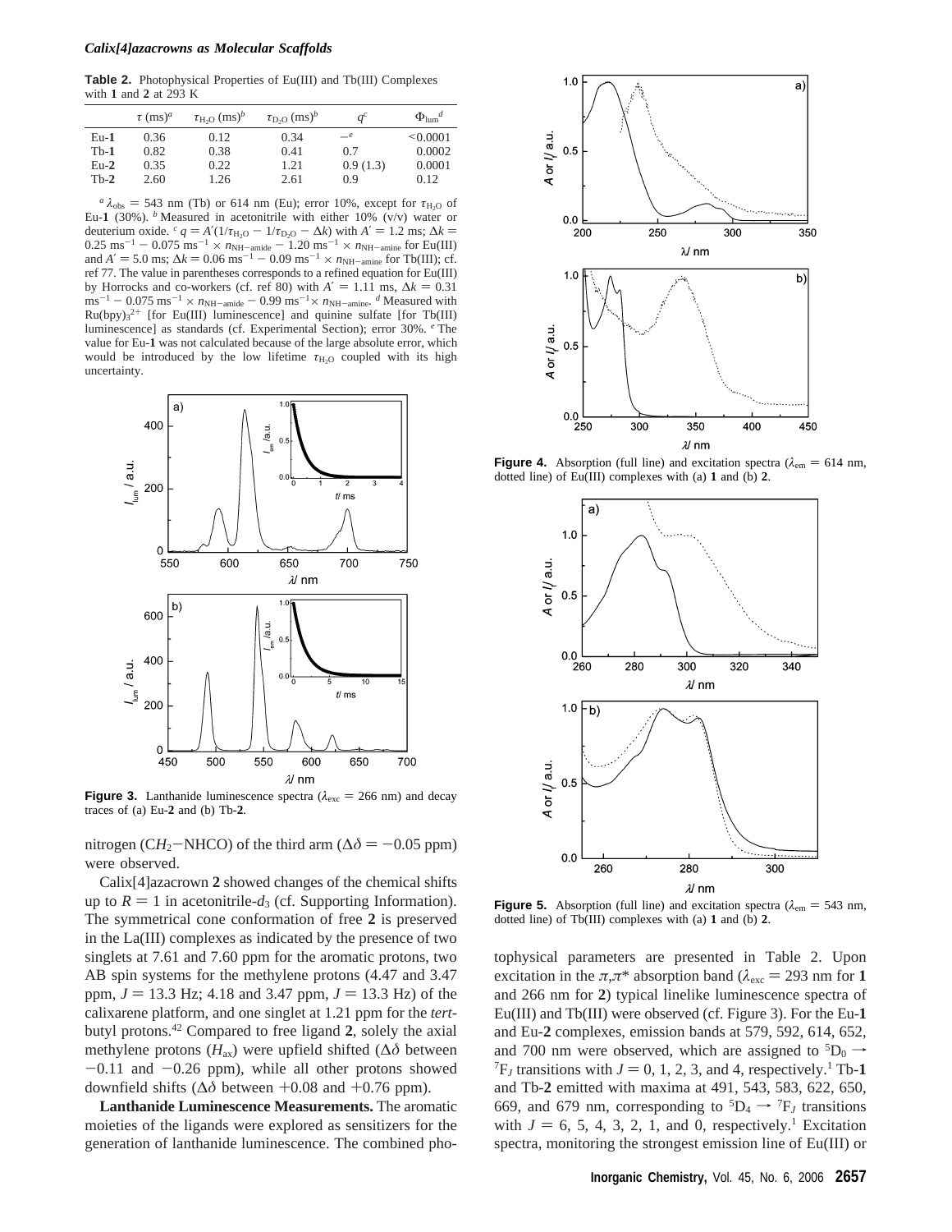**Table 2.** Photophysical Properties of Eu(III) and Tb(III) Complexes with **1** and **2** at 293 K

| | $\tau$ (ms)[a] | $\tau_{H_2O}$ (ms)[b] | $\tau_{D_2O}$ (ms)[b] | $q$[c] | $\Phi_{lum}$[d] |
|---|---|---|---|---|---|
| Eu-**1** | 0.36 | 0.12 | 0.34 | –[e] | <0.0001 |
| Tb-**1** | 0.82 | 0.38 | 0.41 | 0.7 | 0.0002 |
| Eu-**2** | 0.35 | 0.22 | 1.21 | 0.9 (1.3) | 0.0001 |
| Tb-**2** | 2.60 | 1.26 | 2.61 | 0.9 | 0.12 |

[a] $\lambda_{obs}$ = 543 nm (Tb) or 614 nm (Eu); error 10%, except for $\tau_{H_2O}$ of Eu-**1** (30%). [b] Measured in acetonitrile with either 10% (v/v) water or deuterium oxide. [c] $q = A'(1/\tau_{H_2O} - 1/\tau_{D_2O} - \Delta k)$ with $A'$ = 1.2 ms; $\Delta k$ = 0.25 ms$^{-1}$ − 0.075 ms$^{-1}$ × $n_{NH-amide}$ − 1.20 ms$^{-1}$ × $n_{NH-amine}$ for Eu(III) and $A'$ = 5.0 ms; $\Delta k$ = 0.06 ms$^{-1}$ − 0.09 ms$^{-1}$ × $n_{NH-amine}$ for Tb(III); cf. ref 77. The value in parentheses corresponds to a refined equation for Eu(III) by Horrocks and co-workers (cf. ref 80) with $A'$ = 1.11 ms, $\Delta k$ = 0.31 ms$^{-1}$ − 0.075 ms$^{-1}$ × $n_{NH-amide}$ − 0.99 ms$^{-1}$× $n_{NH-amine}$. [d] Measured with $Ru(bpy)_3^{2+}$ [for Eu(III) luminescence] and quinine sulfate [for Tb(III) luminescence] as standards (cf. Experimental Section); error 30%. [e] The value for Eu-**1** was not calculated because of the large absolute error, which would be introduced by the low lifetime $\tau_{H_2O}$ coupled with its high uncertainty.

**Figure 3.** Lanthanide luminescence spectra ($\lambda_{exc}$ = 266 nm) and decay traces of (a) Eu-**2** and (b) Tb-**2**.

nitrogen ($CH_2$−NHCO) of the third arm ($\Delta\delta$ = −0.05 ppm) were observed.

Calix[4]azacrown **2** showed changes of the chemical shifts up to $R$ = 1 in acetonitrile-$d_3$ (cf. Supporting Information). The symmetrical cone conformation of free **2** is preserved in the La(III) complexes as indicated by the presence of two singlets at 7.61 and 7.60 ppm for the aromatic protons, two AB spin systems for the methylene protons (4.47 and 3.47 ppm, $J$ = 13.3 Hz; 4.18 and 3.47 ppm, $J$ = 13.3 Hz) of the calixarene platform, and one singlet at 1.21 ppm for the *tert*-butyl protons.[42] Compared to free ligand **2**, solely the axial methylene protons ($H_{ax}$) were upfield shifted ($\Delta\delta$ between −0.11 and −0.26 ppm), while all other protons showed downfield shifts ($\Delta\delta$ between +0.08 and +0.76 ppm).

**Lanthanide Luminescence Measurements.** The aromatic moieties of the ligands were explored as sensitizers for the generation of lanthanide luminescence. The combined photophysical parameters are presented in Table 2. Upon excitation in the $\pi,\pi^*$ absorption band ($\lambda_{exc}$ = 293 nm for **1** and 266 nm for **2**) typical linelike luminescence spectra of Eu(III) and Tb(III) were observed (cf. Figure 3). For the Eu-**1** and Eu-**2** complexes, emission bands at 579, 592, 614, 652, and 700 nm were observed, which are assigned to $^5D_0 \rightarrow {}^7F_J$ transitions with $J$ = 0, 1, 2, 3, and 4, respectively.[1] Tb-**1** and Tb-**2** emitted with maxima at 491, 543, 583, 622, 650, 669, and 679 nm, corresponding to $^5D_4 \rightarrow {}^7F_J$ transitions with $J$ = 6, 5, 4, 3, 2, 1, and 0, respectively.[1] Excitation spectra, monitoring the strongest emission line of Eu(III) or

**Figure 4.** Absorption (full line) and excitation spectra ($\lambda_{em}$ = 614 nm, dotted line) of Eu(III) complexes with (a) **1** and (b) **2**.

**Figure 5.** Absorption (full line) and excitation spectra ($\lambda_{em}$ = 543 nm, dotted line) of Tb(III) complexes with (a) **1** and (b) **2**.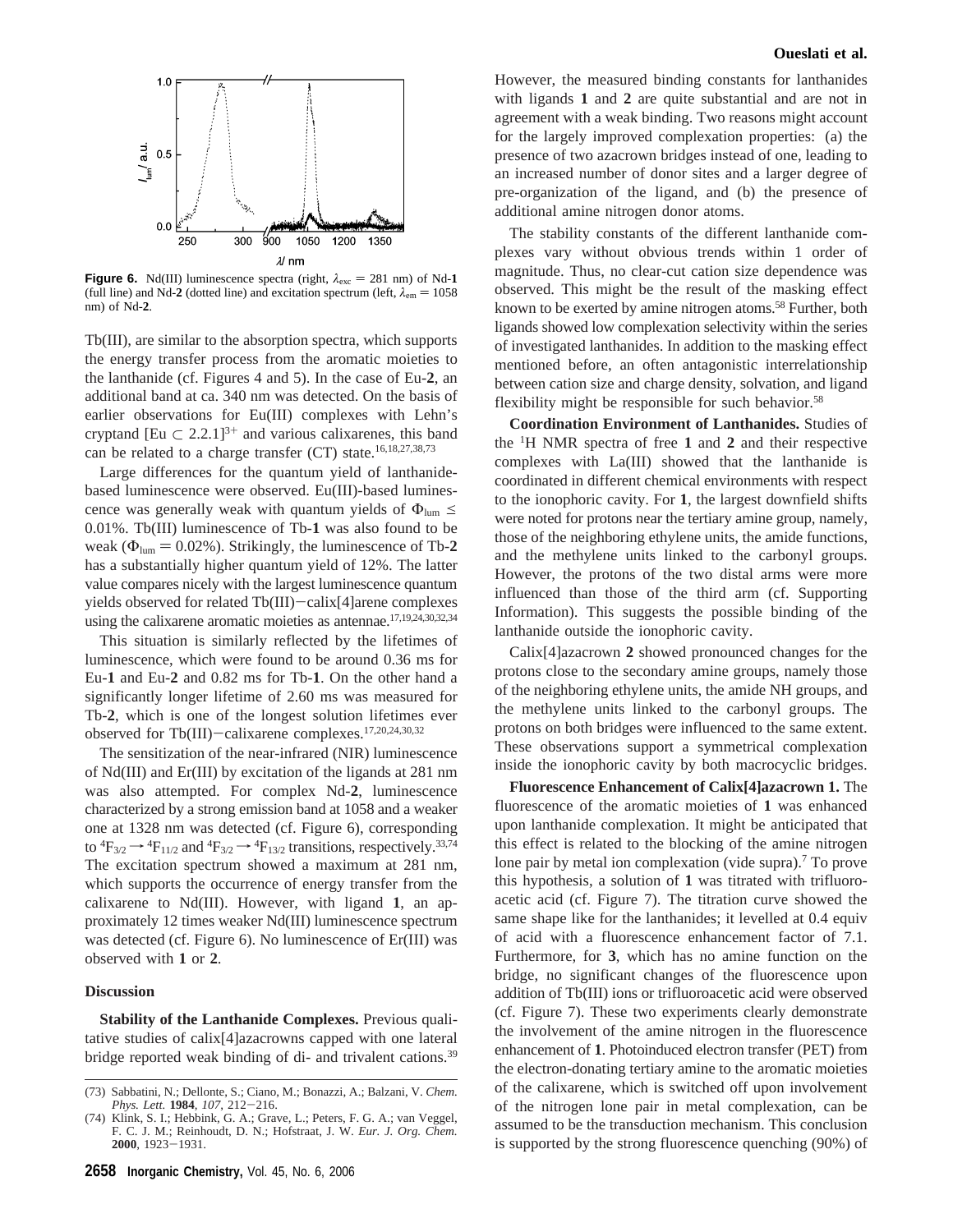**Figure 6.** Nd(III) luminescence spectra (right, $\lambda_{exc}$ = 281 nm) of Nd-**1** (full line) and Nd-**2** (dotted line) and excitation spectrum (left, $\lambda_{em}$ = 1058 nm) of Nd-**2**.

Tb(III), are similar to the absorption spectra, which supports the energy transfer process from the aromatic moieties to the lanthanide (cf. Figures 4 and 5). In the case of Eu-**2**, an additional band at ca. 340 nm was detected. On the basis of earlier observations for Eu(III) complexes with Lehn's cryptand $[Eu \subset 2.2.1]^{3+}$ and various calixarenes, this band can be related to a charge transfer (CT) state.[16,18,27,38,73]

Large differences for the quantum yield of lanthanide-based luminescence were observed. Eu(III)-based luminescence was generally weak with quantum yields of $\Phi_{lum} \leq$ 0.01%. Tb(III) luminescence of Tb-**1** was also found to be weak ($\Phi_{lum}$ = 0.02%). Strikingly, the luminescence of Tb-**2** has a substantially higher quantum yield of 12%. The latter value compares nicely with the largest luminescence quantum yields observed for related Tb(III)−calix[4]arene complexes using the calixarene aromatic moieties as antennae.[17,19,24,30,32,34]

This situation is similarly reflected by the lifetimes of luminescence, which were found to be around 0.36 ms for Eu-**1** and Eu-**2** and 0.82 ms for Tb-**1**. On the other hand a significantly longer lifetime of 2.60 ms was measured for Tb-**2**, which is one of the longest solution lifetimes ever observed for Tb(III)−calixarene complexes.[17,20,24,30,32]

The sensitization of the near-infrared (NIR) luminescence of Nd(III) and Er(III) by excitation of the ligands at 281 nm was also attempted. For complex Nd-**2**, luminescence characterized by a strong emission band at 1058 and a weaker one at 1328 nm was detected (cf. Figure 6), corresponding to ${}^4F_{3/2} \rightarrow {}^4F_{11/2}$ and ${}^4F_{3/2} \rightarrow {}^4F_{13/2}$ transitions, respectively.[33,74] The excitation spectrum showed a maximum at 281 nm, which supports the occurrence of energy transfer from the calixarene to Nd(III). However, with ligand **1**, an approximately 12 times weaker Nd(III) luminescence spectrum was detected (cf. Figure 6). No luminescence of Er(III) was observed with **1** or **2**.

## Discussion

**Stability of the Lanthanide Complexes.** Previous qualitative studies of calix[4]azacrowns capped with one lateral bridge reported weak binding of di- and trivalent cations.[39] However, the measured binding constants for lanthanides with ligands **1** and **2** are quite substantial and are not in agreement with a weak binding. Two reasons might account for the largely improved complexation properties: (a) the presence of two azacrown bridges instead of one, leading to an increased number of donor sites and a larger degree of pre-organization of the ligand, and (b) the presence of additional amine nitrogen donor atoms.

The stability constants of the different lanthanide complexes vary without obvious trends within 1 order of magnitude. Thus, no clear-cut cation size dependence was observed. This might be the result of the masking effect known to be exerted by amine nitrogen atoms.[58] Further, both ligands showed low complexation selectivity within the series of investigated lanthanides. In addition to the masking effect mentioned before, an often antagonistic interrelationship between cation size and charge density, solvation, and ligand flexibility might be responsible for such behavior.[58]

**Coordination Environment of Lanthanides.** Studies of the ${}^1$H NMR spectra of free **1** and **2** and their respective complexes with La(III) showed that the lanthanide is coordinated in different chemical environments with respect to the ionophoric cavity. For **1**, the largest downfield shifts were noted for protons near the tertiary amine group, namely, those of the neighboring ethylene units, the amide functions, and the methylene units linked to the carbonyl groups. However, the protons of the two distal arms were more influenced than those of the third arm (cf. Supporting Information). This suggests the possible binding of the lanthanide outside the ionophoric cavity.

Calix[4]azacrown **2** showed pronounced changes for the protons close to the secondary amine groups, namely those of the neighboring ethylene units, the amide NH groups, and the methylene units linked to the carbonyl groups. The protons on both bridges were influenced to the same extent. These observations support a symmetrical complexation inside the ionophoric cavity by both macrocyclic bridges.

**Fluorescence Enhancement of Calix[4]azacrown 1.** The fluorescence of the aromatic moieties of **1** was enhanced upon lanthanide complexation. It might be anticipated that this effect is related to the blocking of the amine nitrogen lone pair by metal ion complexation (vide supra).[7] To prove this hypothesis, a solution of **1** was titrated with trifluoroacetic acid (cf. Figure 7). The titration curve showed the same shape like for the lanthanides; it levelled at 0.4 equiv of acid with a fluorescence enhancement factor of 7.1. Furthermore, for **3**, which has no amine function on the bridge, no significant changes of the fluorescence upon addition of Tb(III) ions or trifluoroacetic acid were observed (cf. Figure 7). These two experiments clearly demonstrate the involvement of the amine nitrogen in the fluorescence enhancement of **1**. Photoinduced electron transfer (PET) from the electron-donating tertiary amine to the aromatic moieties of the calixarene, which is switched off upon involvement of the nitrogen lone pair in metal complexation, can be assumed to be the transduction mechanism. This conclusion is supported by the strong fluorescence quenching (90%) of

(73) Sabbatini, N.; Dellonte, S.; Ciano, M.; Bonazzi, A.; Balzani, V. *Chem. Phys. Lett.* **1984**, *107*, 212−216.

(74) Klink, S. I.; Hebbink, G. A.; Grave, L.; Peters, F. G. A.; van Veggel, F. C. J. M.; Reinhoudt, D. N.; Hofstraat, J. W. *Eur. J. Org. Chem.* **2000**, 1923−1931.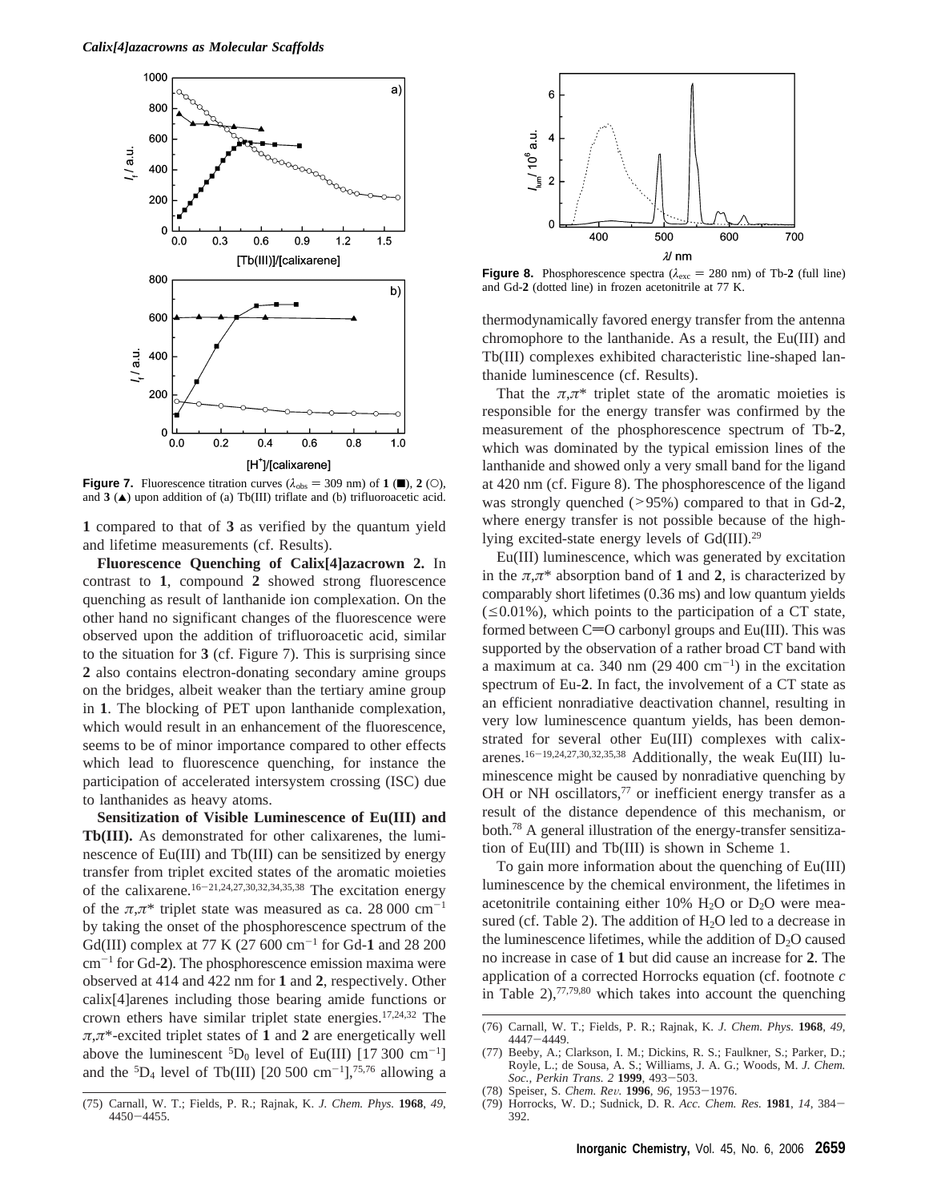**Figure 7.** Fluorescence titration curves ($\lambda_{obs}$ = 309 nm) of **1** (■), **2** (○), and **3** (▲) upon addition of (a) Tb(III) triflate and (b) trifluoroacetic acid.

**1** compared to that of **3** as verified by the quantum yield and lifetime measurements (cf. Results).

**Fluorescence Quenching of Calix[4]azacrown 2.** In contrast to **1**, compound **2** showed strong fluorescence quenching as result of lanthanide ion complexation. On the other hand no significant changes of the fluorescence were observed upon the addition of trifluoroacetic acid, similar to the situation for **3** (cf. Figure 7). This is surprising since **2** also contains electron-donating secondary amine groups on the bridges, albeit weaker than the tertiary amine group in **1**. The blocking of PET upon lanthanide complexation, which would result in an enhancement of the fluorescence, seems to be of minor importance compared to other effects which lead to fluorescence quenching, for instance the participation of accelerated intersystem crossing (ISC) due to lanthanides as heavy atoms.

**Sensitization of Visible Luminescence of Eu(III) and Tb(III).** As demonstrated for other calixarenes, the luminescence of Eu(III) and Tb(III) can be sensitized by energy transfer from triplet excited states of the aromatic moieties of the calixarene.[16-21,24,27,30,32,34,35,38] The excitation energy of the $\pi,\pi^*$ triplet state was measured as ca. 28 000 cm$^{-1}$ by taking the onset of the phosphorescence spectrum of the Gd(III) complex at 77 K (27 600 cm$^{-1}$ for Gd-**1** and 28 200 cm$^{-1}$ for Gd-**2**). The phosphorescence emission maxima were observed at 414 and 422 nm for **1** and **2**, respectively. Other calix[4]arenes including those bearing amide functions or crown ethers have similar triplet state energies.[17,24,32] The $\pi,\pi^*$-excited triplet states of **1** and **2** are energetically well above the luminescent $^5D_0$ level of Eu(III) [17 300 cm$^{-1}$] and the $^5D_4$ level of Tb(III) [20 500 cm$^{-1}$],[75,76] allowing a thermodynamically favored energy transfer from the antenna chromophore to the lanthanide. As a result, the Eu(III) and Tb(III) complexes exhibited characteristic line-shaped lanthanide luminescence (cf. Results).

**Figure 8.** Phosphorescence spectra ($\lambda_{exc}$ = 280 nm) of Tb-**2** (full line) and Gd-**2** (dotted line) in frozen acetonitrile at 77 K.

That the $\pi,\pi^*$ triplet state of the aromatic moieties is responsible for the energy transfer was confirmed by the measurement of the phosphorescence spectrum of Tb-**2**, which was dominated by the typical emission lines of the lanthanide and showed only a very small band for the ligand at 420 nm (cf. Figure 8). The phosphorescence of the ligand was strongly quenched (>95%) compared to that in Gd-**2**, where energy transfer is not possible because of the high-lying excited-state energy levels of Gd(III).[29]

Eu(III) luminescence, which was generated by excitation in the $\pi,\pi^*$ absorption band of **1** and **2**, is characterized by comparably short lifetimes (0.36 ms) and low quantum yields (≤0.01%), which points to the participation of a CT state, formed between C═O carbonyl groups and Eu(III). This was supported by the observation of a rather broad CT band with a maximum at ca. 340 nm (29 400 cm$^{-1}$) in the excitation spectrum of Eu-**2**. In fact, the involvement of a CT state as an efficient nonradiative deactivation channel, resulting in very low luminescence quantum yields, has been demonstrated for several other Eu(III) complexes with calixarenes.[16-19,24,27,30,32,35,38] Additionally, the weak Eu(III) luminescence might be caused by nonradiative quenching by OH or NH oscillators,[77] or inefficient energy transfer as a result of the distance dependence of this mechanism, or both.[78] A general illustration of the energy-transfer sensitization of Eu(III) and Tb(III) is shown in Scheme 1.

To gain more information about the quenching of Eu(III) luminescence by the chemical environment, the lifetimes in acetonitrile containing either 10% $H_2O$ or $D_2O$ were measured (cf. Table 2). The addition of $H_2O$ led to a decrease in the luminescence lifetimes, while the addition of $D_2O$ caused no increase in case of **1** but did cause an increase for **2**. The application of a corrected Horrocks equation (cf. footnote *c* in Table 2),[77,79,80] which takes into account the quenching

(75) Carnall, W. T.; Fields, P. R.; Rajnak, K. *J. Chem. Phys.* **1968**, *49*, 4450–4455.

(76) Carnall, W. T.; Fields, P. R.; Rajnak, K. *J. Chem. Phys.* **1968**, *49*, 4447–4449.

(77) Beeby, A.; Clarkson, I. M.; Dickins, R. S.; Faulkner, S.; Parker, D.; Royle, L.; de Sousa, A. S.; Williams, J. A. G.; Woods, M. *J. Chem. Soc., Perkin Trans. 2* **1999**, 493–503.

(78) Speiser, S. *Chem. Rev.* **1996**, *96*, 1953–1976.

(79) Horrocks, W. D.; Sudnick, D. R. *Acc. Chem. Res.* **1981**, *14*, 384–392.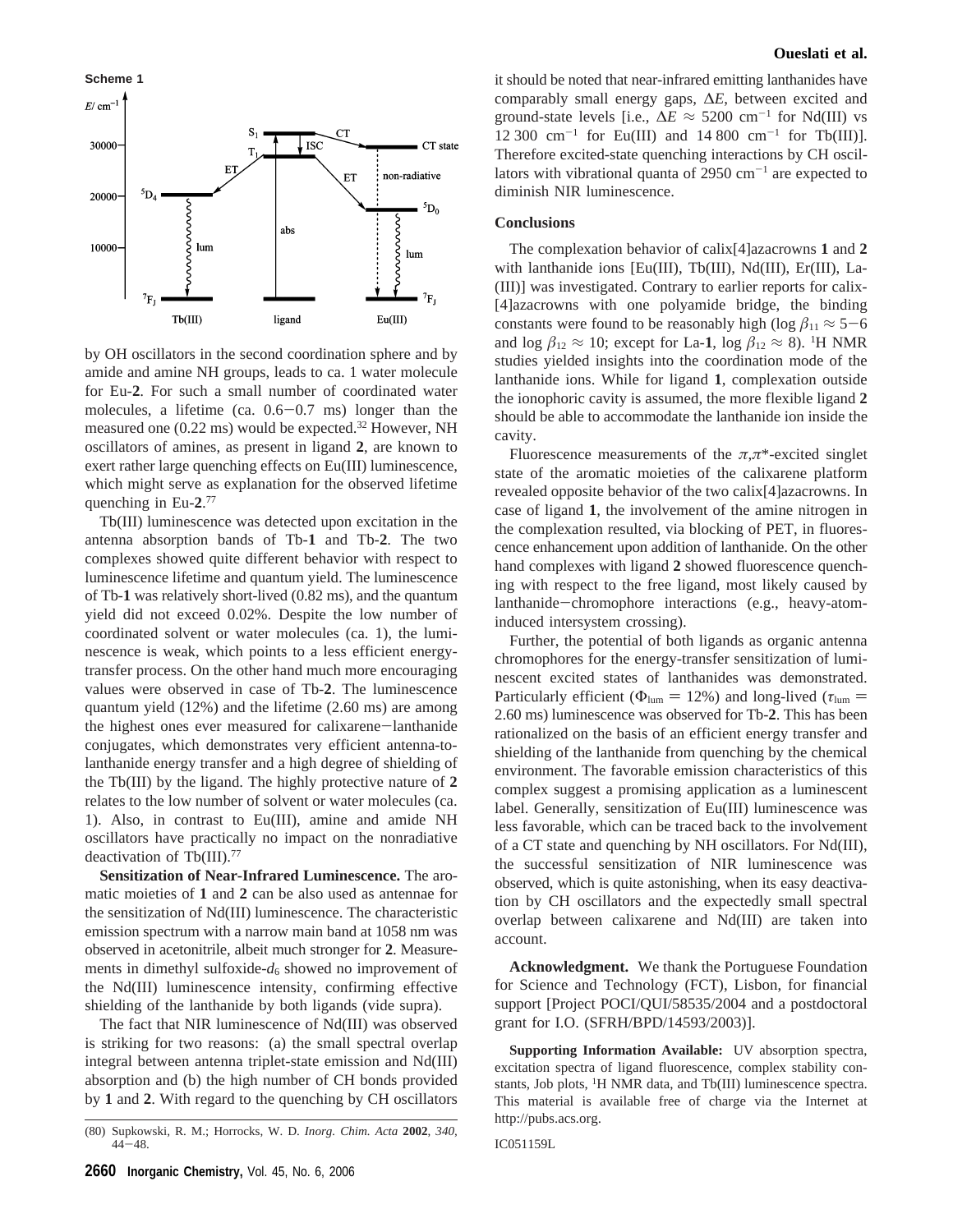**Scheme 1**

$E$/ cm$^{-1}$

30000

20000

10000

S$_1$

T$_1$

ISC

CT

CT state

ET

ET

non-radiative

$^5$D$_4$

$^5$D$_0$

abs

lum

lum

$^7$F$_J$

$^7$F$_J$

Tb(III)

ligand

Eu(III)

by OH oscillators in the second coordination sphere and by amide and amine NH groups, leads to ca. 1 water molecule for Eu-**2**. For such a small number of coordinated water molecules, a lifetime (ca. 0.6−0.7 ms) longer than the measured one (0.22 ms) would be expected.[32] However, NH oscillators of amines, as present in ligand **2**, are known to exert rather large quenching effects on Eu(III) luminescence, which might serve as explanation for the observed lifetime quenching in Eu-**2**.[77]

Tb(III) luminescence was detected upon excitation in the antenna absorption bands of Tb-**1** and Tb-**2**. The two complexes showed quite different behavior with respect to luminescence lifetime and quantum yield. The luminescence of Tb-**1** was relatively short-lived (0.82 ms), and the quantum yield did not exceed 0.02%. Despite the low number of coordinated solvent or water molecules (ca. 1), the luminescence is weak, which points to a less efficient energy-transfer process. On the other hand much more encouraging values were observed in case of Tb-**2**. The luminescence quantum yield (12%) and the lifetime (2.60 ms) are among the highest ones ever measured for calixarene−lanthanide conjugates, which demonstrates very efficient antenna-to-lanthanide energy transfer and a high degree of shielding of the Tb(III) by the ligand. The highly protective nature of **2** relates to the low number of solvent or water molecules (ca. 1). Also, in contrast to Eu(III), amine and amide NH oscillators have practically no impact on the nonradiative deactivation of Tb(III).[77]

**Sensitization of Near-Infrared Luminescence.** The aromatic moieties of **1** and **2** can be also used as antennae for the sensitization of Nd(III) luminescence. The characteristic emission spectrum with a narrow main band at 1058 nm was observed in acetonitrile, albeit much stronger for **2**. Measurements in dimethyl sulfoxide-$d_6$ showed no improvement of the Nd(III) luminescence intensity, confirming effective shielding of the lanthanide by both ligands (vide supra).

The fact that NIR luminescence of Nd(III) was observed is striking for two reasons: (a) the small spectral overlap integral between antenna triplet-state emission and Nd(III) absorption and (b) the high number of CH bonds provided by **1** and **2**. With regard to the quenching by CH oscillators it should be noted that near-infrared emitting lanthanides have comparably small energy gaps, $\Delta E$, between excited and ground-state levels [i.e., $\Delta E \approx 5200$ cm$^{-1}$ for Nd(III) vs 12 300 cm$^{-1}$ for Eu(III) and 14 800 cm$^{-1}$ for Tb(III)]. Therefore excited-state quenching interactions by CH oscillators with vibrational quanta of 2950 cm$^{-1}$ are expected to diminish NIR luminescence.

## Conclusions

The complexation behavior of calix[4]azacrowns **1** and **2** with lanthanide ions [Eu(III), Tb(III), Nd(III), Er(III), La(III)] was investigated. Contrary to earlier reports for calix[4]azacrowns with one polyamide bridge, the binding constants were found to be reasonably high (log $\beta_{11} \approx 5-6$ and log $\beta_{12} \approx 10$; except for La-**1**, log $\beta_{12} \approx 8$). $^1$H NMR studies yielded insights into the coordination mode of the lanthanide ions. While for ligand **1**, complexation outside the ionophoric cavity is assumed, the more flexible ligand **2** should be able to accommodate the lanthanide ion inside the cavity.

Fluorescence measurements of the $\pi,\pi^*$-excited singlet state of the aromatic moieties of the calixarene platform revealed opposite behavior of the two calix[4]azacrowns. In case of ligand **1**, the involvement of the amine nitrogen in the complexation resulted, via blocking of PET, in fluorescence enhancement upon addition of lanthanide. On the other hand complexes with ligand **2** showed fluorescence quenching with respect to the free ligand, most likely caused by lanthanide−chromophore interactions (e.g., heavy-atom-induced intersystem crossing).

Further, the potential of both ligands as organic antenna chromophores for the energy-transfer sensitization of luminescent excited states of lanthanides was demonstrated. Particularly efficient ($\Phi_{\text{lum}} = 12\%$) and long-lived ($\tau_{\text{lum}} = 2.60$ ms) luminescence was observed for Tb-**2**. This has been rationalized on the basis of an efficient energy transfer and shielding of the lanthanide from quenching by the chemical environment. The favorable emission characteristics of this complex suggest a promising application as a luminescent label. Generally, sensitization of Eu(III) luminescence was less favorable, which can be traced back to the involvement of a CT state and quenching by NH oscillators. For Nd(III), the successful sensitization of NIR luminescence was observed, which is quite astonishing, when its easy deactivation by CH oscillators and the expectedly small spectral overlap between calixarene and Nd(III) are taken into account.

**Acknowledgment.** We thank the Portuguese Foundation for Science and Technology (FCT), Lisbon, for financial support [Project POCI/QUI/58535/2004 and a postdoctoral grant for I.O. (SFRH/BPD/14593/2003)].

**Supporting Information Available:** UV absorption spectra, excitation spectra of ligand fluorescence, complex stability constants, Job plots, $^1$H NMR data, and Tb(III) luminescence spectra. This material is available free of charge via the Internet at http://pubs.acs.org.

IC051159L

(80) Supkowski, R. M.; Horrocks, W. D. *Inorg. Chim. Acta* **2002**, *340*, 44−48.